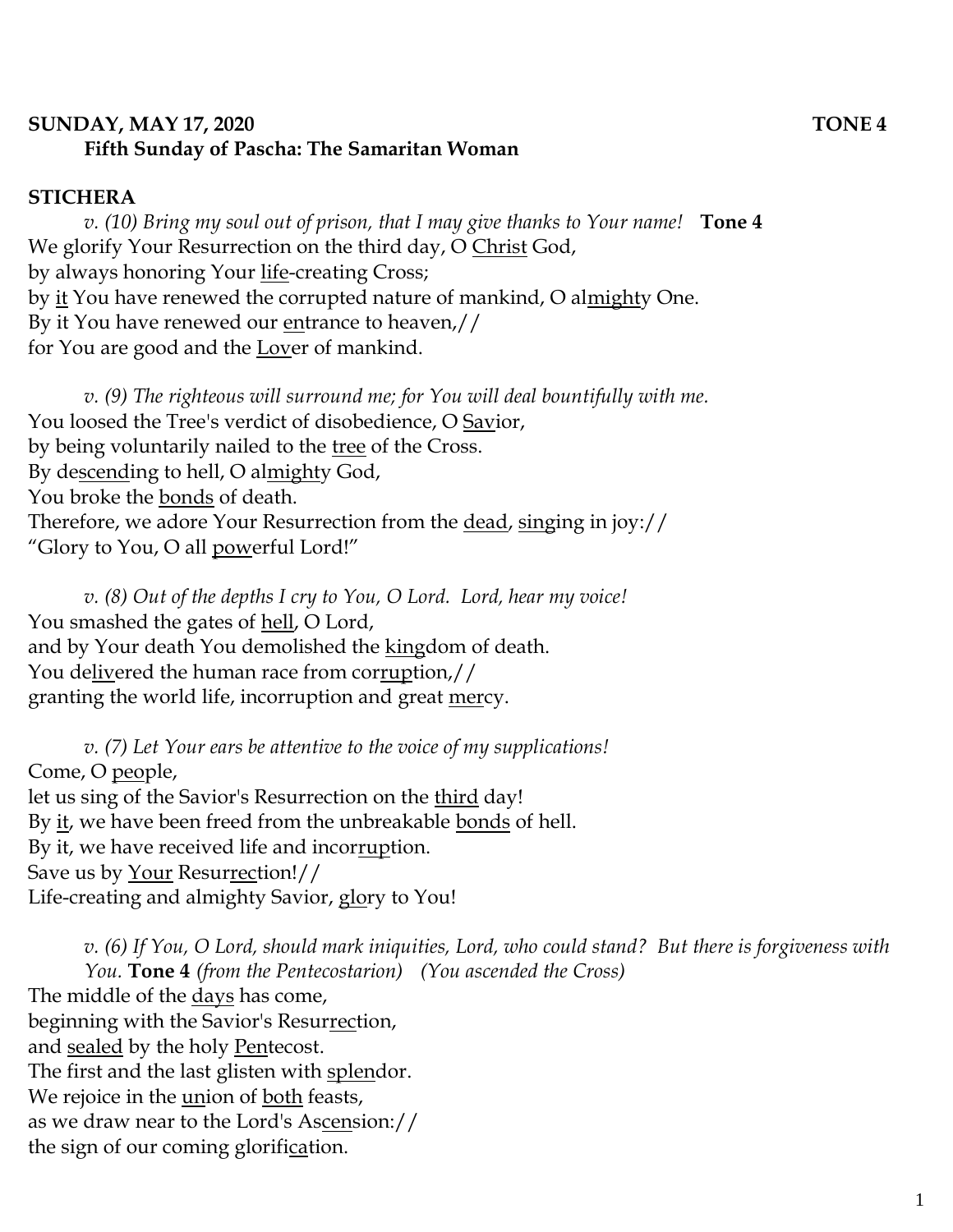**SUNDAY, MAY 17, 2020 TONE 4**
**Fifth Sunday of Pascha: The Samaritan Woman**

**STICHERA**

*v. (10) Bring my soul out of prison, that I may give thanks to Your name!* **Tone 4**
We glorify Your Resurrection on the third day, O Christ God,
by always honoring Your life-creating Cross;
by it You have renewed the corrupted nature of mankind, O almighty One.
By it You have renewed our entrance to heaven,//
for You are good and the Lover of mankind.

*v. (9) The righteous will surround me; for You will deal bountifully with me.*
You loosed the Tree's verdict of disobedience, O Savior,
by being voluntarily nailed to the tree of the Cross.
By descending to hell, O almighty God,
You broke the bonds of death.
Therefore, we adore Your Resurrection from the dead, singing in joy://
"Glory to You, O all powerful Lord!"

*v. (8) Out of the depths I cry to You, O Lord. Lord, hear my voice!*
You smashed the gates of hell, O Lord,
and by Your death You demolished the kingdom of death.
You delivered the human race from corruption,//
granting the world life, incorruption and great mercy.

*v. (7) Let Your ears be attentive to the voice of my supplications!*
Come, O people,
let us sing of the Savior's Resurrection on the third day!
By it, we have been freed from the unbreakable bonds of hell.
By it, we have received life and incorruption.
Save us by Your Resurrection!//
Life-creating and almighty Savior, glory to You!

*v. (6) If You, O Lord, should mark iniquities, Lord, who could stand? But there is forgiveness with You.* **Tone 4** *(from the Pentecostarion) (You ascended the Cross)*
The middle of the days has come,
beginning with the Savior's Resurrection,
and sealed by the holy Pentecost.
The first and the last glisten with splendor.
We rejoice in the union of both feasts,
as we draw near to the Lord's Ascension://
the sign of our coming glorification.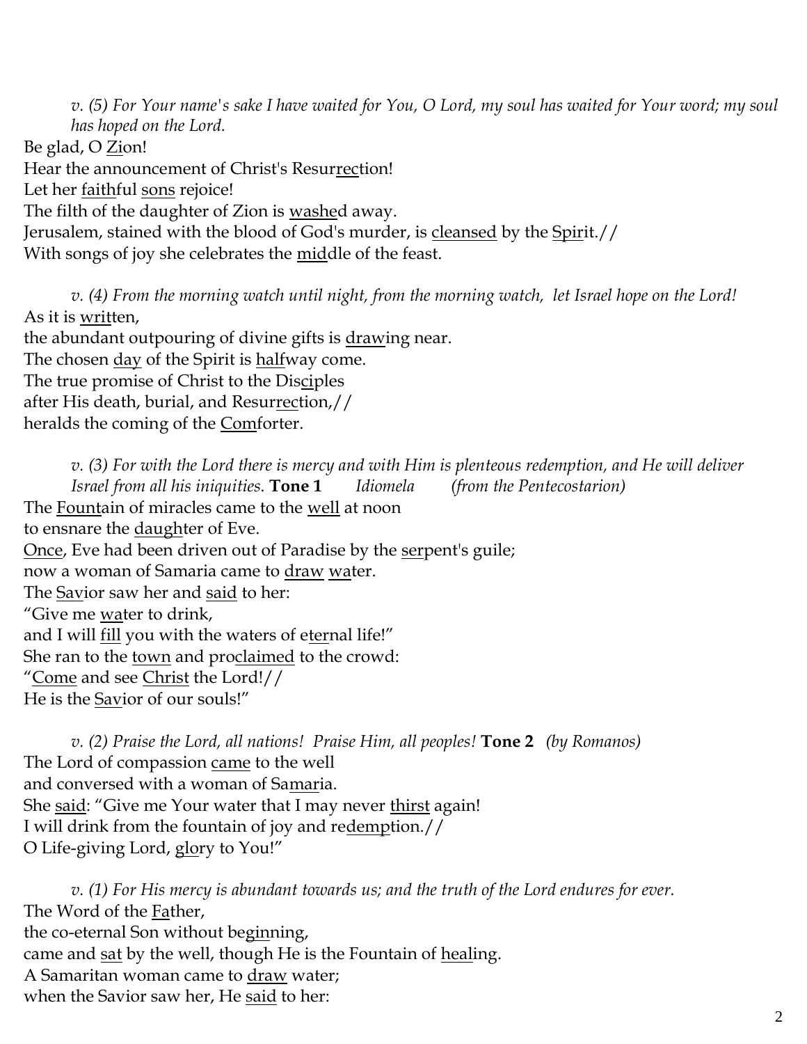*v. (5) For Your name's sake I have waited for You, O Lord, my soul has waited for Your word; my soul has hoped on the Lord.*

Be glad, O Zion!
Hear the announcement of Christ's Resurrection!
Let her faithful sons rejoice!
The filth of the daughter of Zion is washed away.
Jerusalem, stained with the blood of God's murder, is cleansed by the Spirit.//
With songs of joy she celebrates the middle of the feast.

*v. (4) From the morning watch until night, from the morning watch, let Israel hope on the Lord!*

As it is written,
the abundant outpouring of divine gifts is drawing near.
The chosen day of the Spirit is halfway come.
The true promise of Christ to the Disciples
after His death, burial, and Resurrection,//
heralds the coming of the Comforter.

*v. (3) For with the Lord there is mercy and with Him is plenteous redemption, and He will deliver Israel from all his iniquities.* **Tone 1** *Idiomela (from the Pentecostarion)*

The Fountain of miracles came to the well at noon
to ensnare the daughter of Eve.
Once, Eve had been driven out of Paradise by the serpent's guile;
now a woman of Samaria came to draw water.
The Savior saw her and said to her:
"Give me water to drink,
and I will fill you with the waters of eternal life!"
She ran to the town and proclaimed to the crowd:
"Come and see Christ the Lord!//
He is the Savior of our souls!"

*v. (2) Praise the Lord, all nations! Praise Him, all peoples!* **Tone 2** *(by Romanos)*

The Lord of compassion came to the well
and conversed with a woman of Samaria.
She said: "Give me Your water that I may never thirst again!
I will drink from the fountain of joy and redemption.//
O Life-giving Lord, glory to You!"

*v. (1) For His mercy is abundant towards us; and the truth of the Lord endures for ever.*

The Word of the Father,
the co-eternal Son without beginning,
came and sat by the well, though He is the Fountain of healing.
A Samaritan woman came to draw water;
when the Savior saw her, He said to her: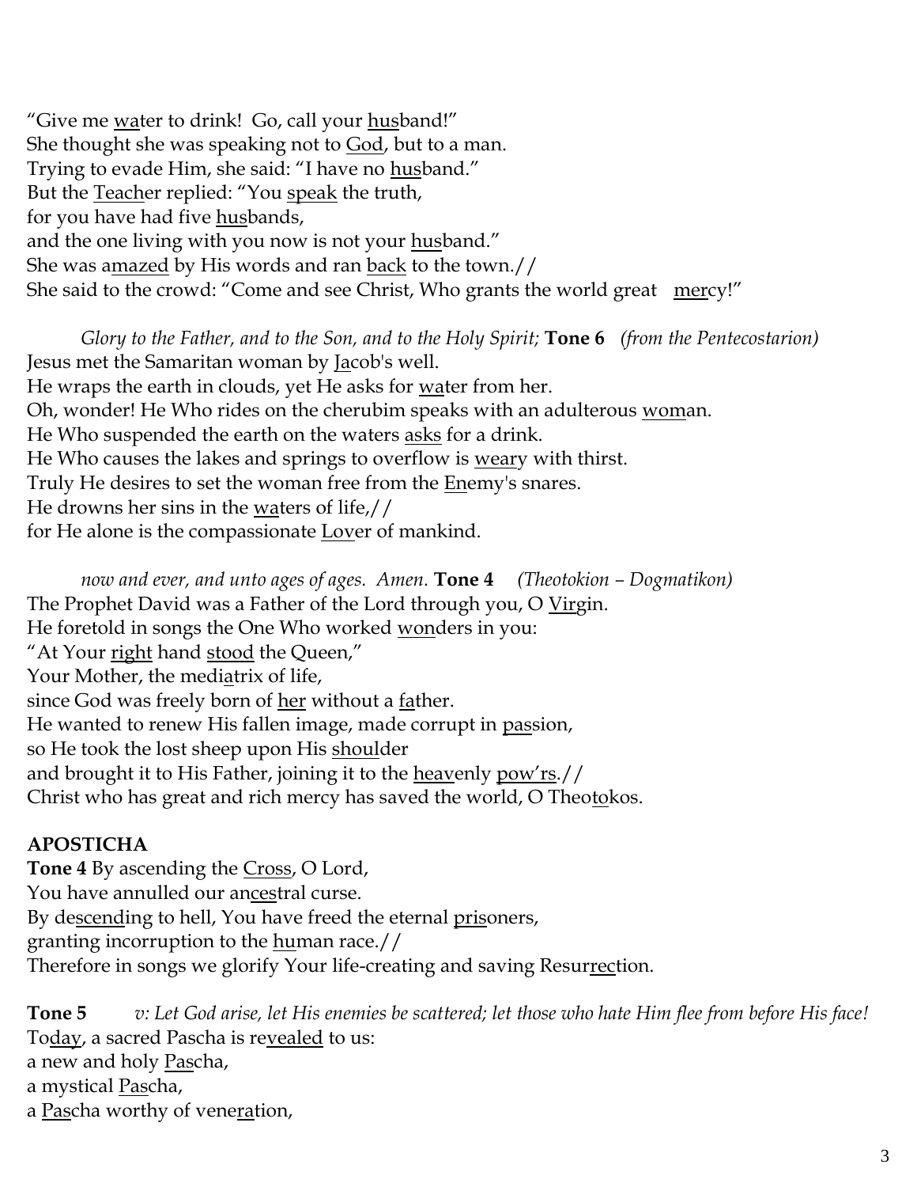"Give me water to drink!  Go, call your husband!"
She thought she was speaking not to God, but to a man.
Trying to evade Him, she said: "I have no husband."
But the Teacher replied: "You speak the truth,
for you have had five husbands,
and the one living with you now is not your husband."
She was amazed by His words and ran back to the town.//
She said to the crowd: "Come and see Christ, Who grants the world great mercy!"

*Glory to the Father, and to the Son, and to the Holy Spirit;* **Tone 6** *(from the Pentecostarion)*
Jesus met the Samaritan woman by Jacob's well.
He wraps the earth in clouds, yet He asks for water from her.
Oh, wonder! He Who rides on the cherubim speaks with an adulterous woman.
He Who suspended the earth on the waters asks for a drink.
He Who causes the lakes and springs to overflow is weary with thirst.
Truly He desires to set the woman free from the Enemy's snares.
He drowns her sins in the waters of life,//
for He alone is the compassionate Lover of mankind.

*now and ever, and unto ages of ages.  Amen.* **Tone 4** *(Theotokion – Dogmatikon)*
The Prophet David was a Father of the Lord through you, O Virgin.
He foretold in songs the One Who worked wonders in you:
"At Your right hand stood the Queen,"
Your Mother, the mediatrix of life,
since God was freely born of her without a father.
He wanted to renew His fallen image, made corrupt in passion,
so He took the lost sheep upon His shoulder
and brought it to His Father, joining it to the heavenly pow'rs.//
Christ who has great and rich mercy has saved the world, O Theotokos.

**APOSTICHA**

**Tone 4** By ascending the Cross, O Lord,
You have annulled our ancestral curse.
By descending to hell, You have freed the eternal prisoners,
granting incorruption to the human race.//
Therefore in songs we glorify Your life-creating and saving Resurrection.

**Tone 5** *v: Let God arise, let His enemies be scattered; let those who hate Him flee from before His face!*
Today, a sacred Pascha is revealed to us:
a new and holy Pascha,
a mystical Pascha,
a Pascha worthy of veneration,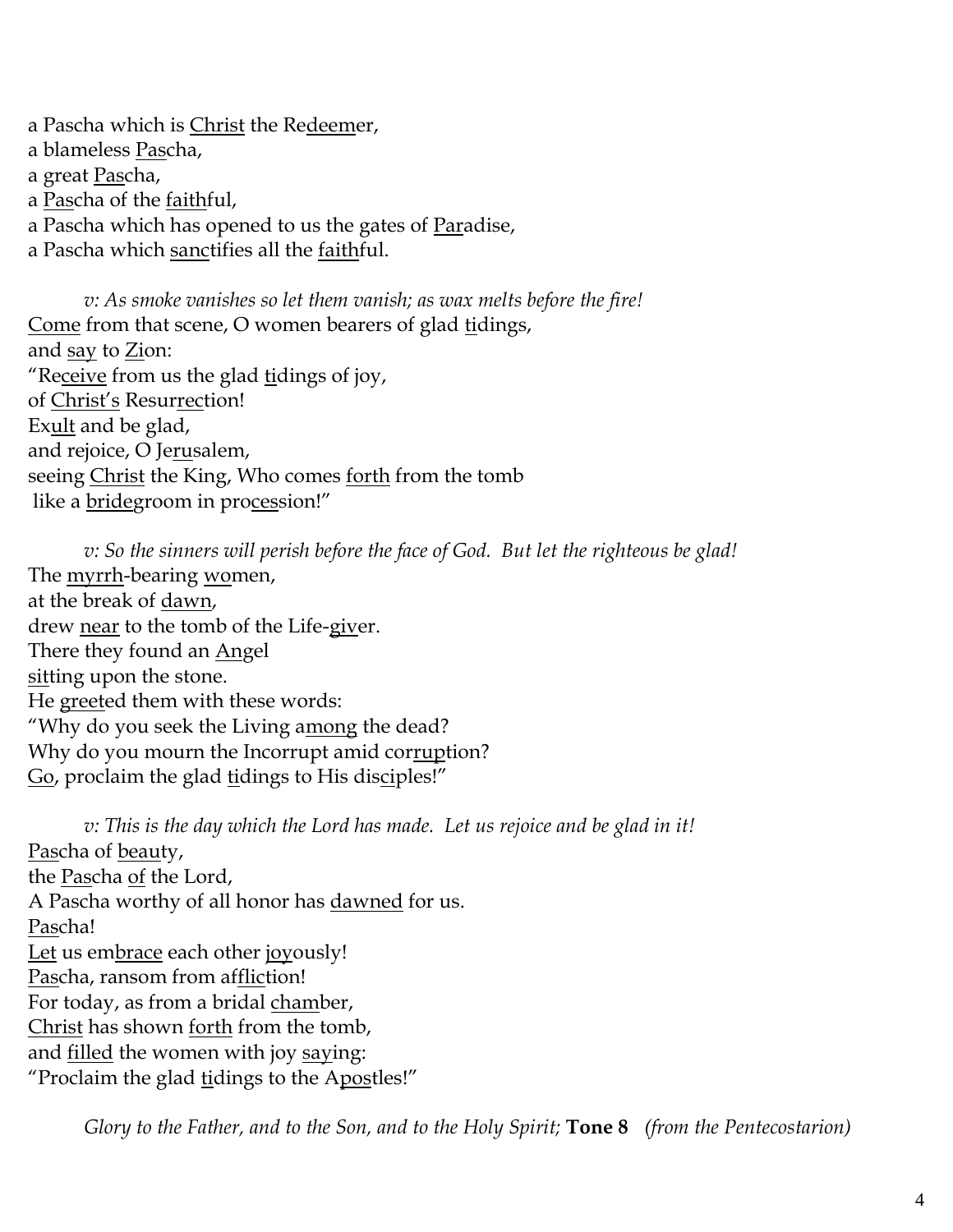a Pascha which is Christ the Redeemer,
a blameless Pascha,
a great Pascha,
a Pascha of the faithful,
a Pascha which has opened to us the gates of Paradise,
a Pascha which sanctifies all the faithful.

*v: As smoke vanishes so let them vanish; as wax melts before the fire!*

Come from that scene, O women bearers of glad tidings,
and say to Zion:
"Receive from us the glad tidings of joy,
of Christ's Resurrection!
Exult and be glad,
and rejoice, O Jerusalem,
seeing Christ the King, Who comes forth from the tomb
like a bridegroom in procession!"

*v: So the sinners will perish before the face of God. But let the righteous be glad!*

The myrrh-bearing women,
at the break of dawn,
drew near to the tomb of the Life-giver.
There they found an Angel
sitting upon the stone.
He greeted them with these words:
"Why do you seek the Living among the dead?
Why do you mourn the Incorrupt amid corruption?
Go, proclaim the glad tidings to His disciples!"

*v: This is the day which the Lord has made. Let us rejoice and be glad in it!*

Pascha of beauty,
the Pascha of the Lord,
A Pascha worthy of all honor has dawned for us.
Pascha!
Let us embrace each other joyously!
Pascha, ransom from affliction!
For today, as from a bridal chamber,
Christ has shown forth from the tomb,
and filled the women with joy saying:
"Proclaim the glad tidings to the Apostles!"

*Glory to the Father, and to the Son, and to the Holy Spirit;* **Tone 8** *(from the Pentecostarion)*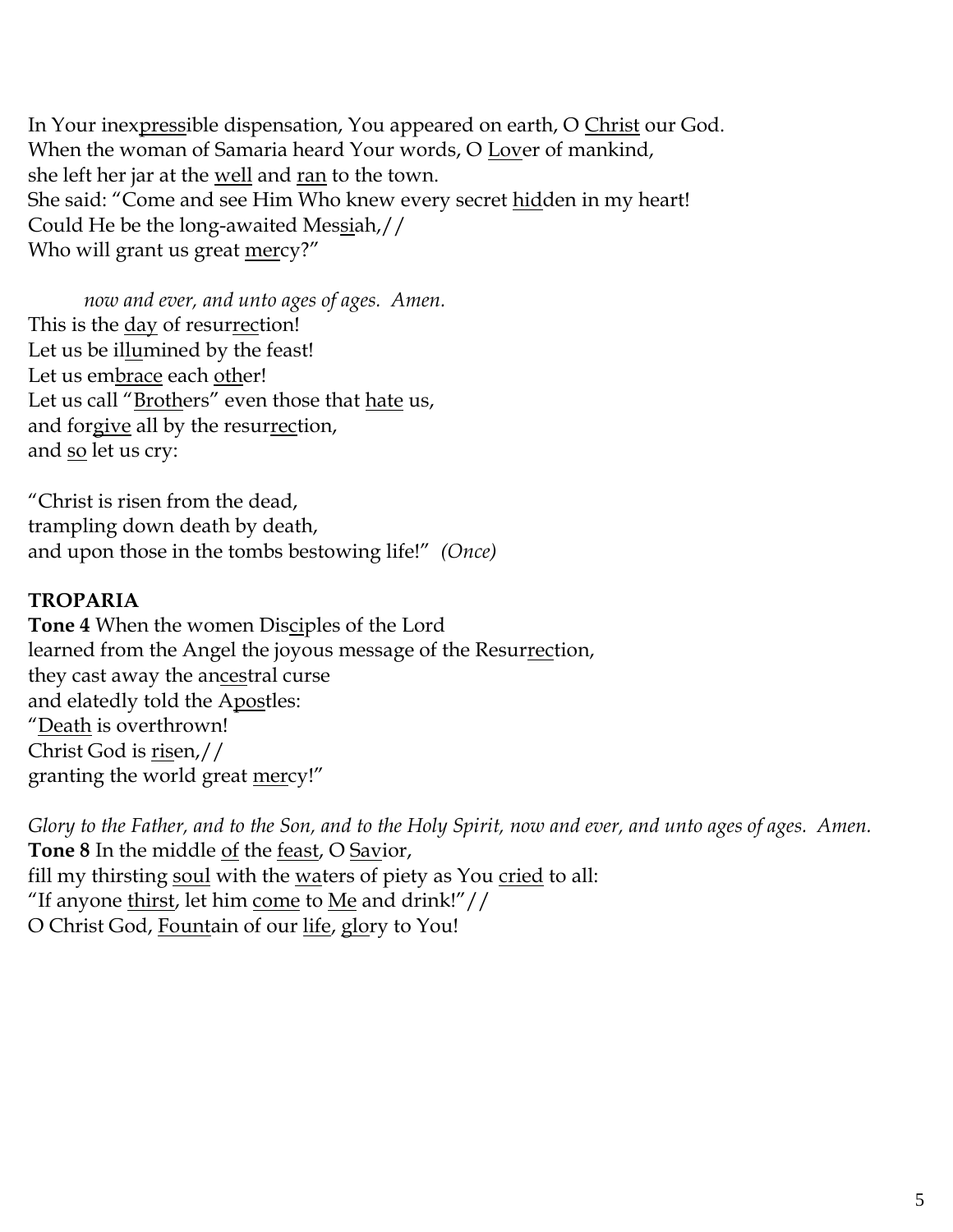In Your inexpressible dispensation, You appeared on earth, O Christ our God.
When the woman of Samaria heard Your words, O Lover of mankind,
she left her jar at the well and ran to the town.
She said: "Come and see Him Who knew every secret hidden in my heart!
Could He be the long-awaited Messiah,//
Who will grant us great mercy?"

*now and ever, and unto ages of ages. Amen.*
This is the day of resurrection!
Let us be illumined by the feast!
Let us embrace each other!
Let us call "Brothers" even those that hate us,
and forgive all by the resurrection,
and so let us cry:

"Christ is risen from the dead,
trampling down death by death,
and upon those in the tombs bestowing life!" *(Once)*

**TROPARIA**

**Tone 4** When the women Disciples of the Lord
learned from the Angel the joyous message of the Resurrection,
they cast away the ancestral curse
and elatedly told the Apostles:
"Death is overthrown!
Christ God is risen,//
granting the world great mercy!"

*Glory to the Father, and to the Son, and to the Holy Spirit, now and ever, and unto ages of ages. Amen.*
**Tone 8** In the middle of the feast, O Savior,
fill my thirsting soul with the waters of piety as You cried to all:
"If anyone thirst, let him come to Me and drink!"//
O Christ God, Fountain of our life, glory to You!